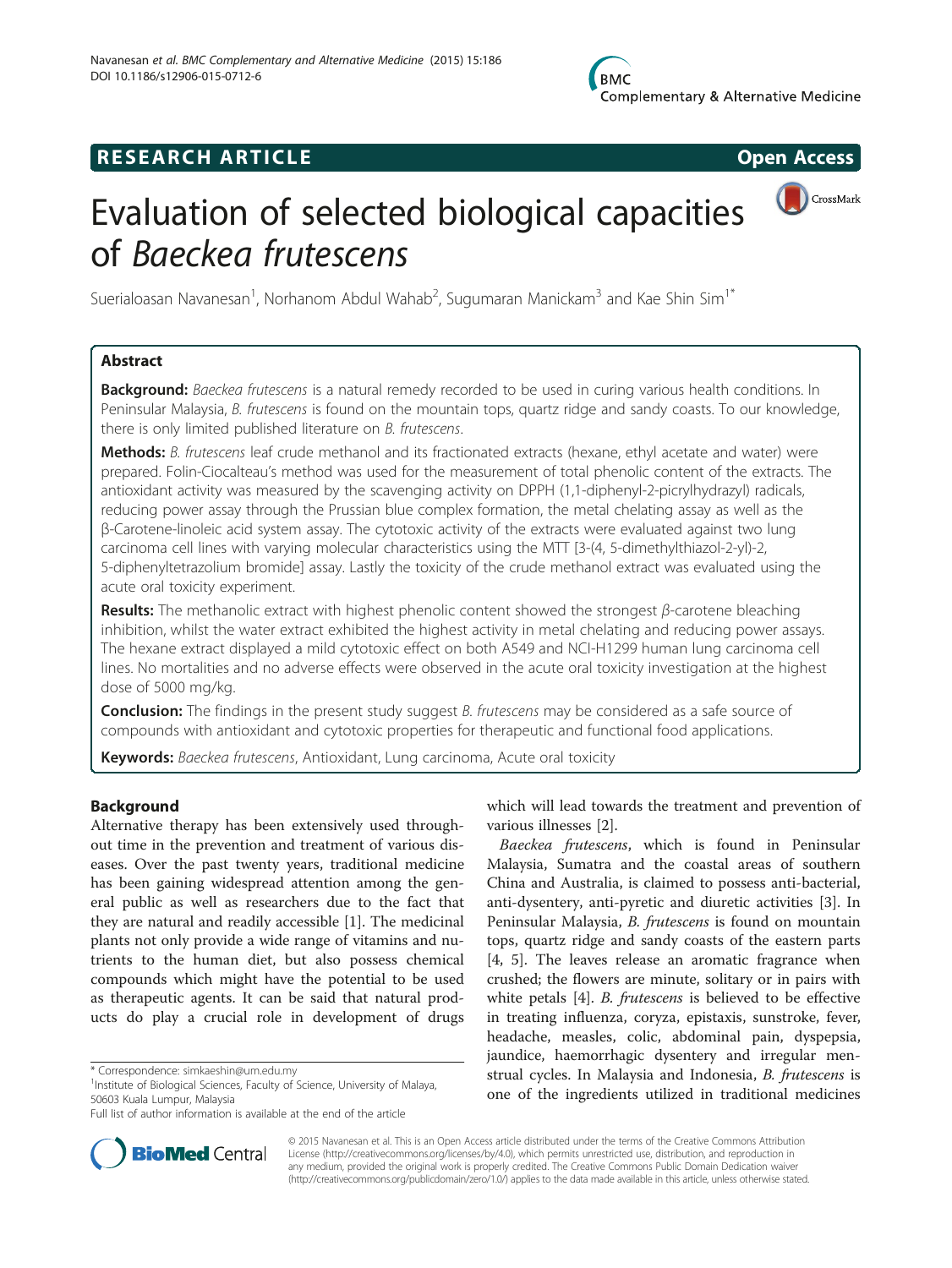RESEARCH ARTICLE Open Access

# Evaluation of selected biological capacities of *Baeckea frutescens*

Suerialoasan Navanesan[1], Norhanom Abdul Wahab[2], Sugumaran Manickam[3] and Kae Shin Sim[1*]

## Abstract

**Background:** *Baeckea frutescens* is a natural remedy recorded to be used in curing various health conditions. In Peninsular Malaysia, *B. frutescens* is found on the mountain tops, quartz ridge and sandy coasts. To our knowledge, there is only limited published literature on *B. frutescens*.

**Methods:** *B. frutescens* leaf crude methanol and its fractionated extracts (hexane, ethyl acetate and water) were prepared. Folin-Ciocalteau's method was used for the measurement of total phenolic content of the extracts. The antioxidant activity was measured by the scavenging activity on DPPH (1,1-diphenyl-2-picrylhydrazyl) radicals, reducing power assay through the Prussian blue complex formation, the metal chelating assay as well as the β-Carotene-linoleic acid system assay. The cytotoxic activity of the extracts were evaluated against two lung carcinoma cell lines with varying molecular characteristics using the MTT [3-(4, 5-dimethylthiazol-2-yl)-2, 5-diphenyltetrazolium bromide] assay. Lastly the toxicity of the crude methanol extract was evaluated using the acute oral toxicity experiment.

**Results:** The methanolic extract with highest phenolic content showed the strongest *β*-carotene bleaching inhibition, whilst the water extract exhibited the highest activity in metal chelating and reducing power assays. The hexane extract displayed a mild cytotoxic effect on both A549 and NCI-H1299 human lung carcinoma cell lines. No mortalities and no adverse effects were observed in the acute oral toxicity investigation at the highest dose of 5000 mg/kg.

**Conclusion:** The findings in the present study suggest *B. frutescens* may be considered as a safe source of compounds with antioxidant and cytotoxic properties for therapeutic and functional food applications.

**Keywords:** *Baeckea frutescens*, Antioxidant, Lung carcinoma, Acute oral toxicity

## Background

Alternative therapy has been extensively used throughout time in the prevention and treatment of various diseases. Over the past twenty years, traditional medicine has been gaining widespread attention among the general public as well as researchers due to the fact that they are natural and readily accessible [1]. The medicinal plants not only provide a wide range of vitamins and nutrients to the human diet, but also possess chemical compounds which might have the potential to be used as therapeutic agents. It can be said that natural products do play a crucial role in development of drugs which will lead towards the treatment and prevention of various illnesses [2].

*Baeckea frutescens*, which is found in Peninsular Malaysia, Sumatra and the coastal areas of southern China and Australia, is claimed to possess anti-bacterial, anti-dysentery, anti-pyretic and diuretic activities [3]. In Peninsular Malaysia, *B. frutescens* is found on mountain tops, quartz ridge and sandy coasts of the eastern parts [4, 5]. The leaves release an aromatic fragrance when crushed; the flowers are minute, solitary or in pairs with white petals [4]. *B. frutescens* is believed to be effective in treating influenza, coryza, epistaxis, sunstroke, fever, headache, measles, colic, abdominal pain, dyspepsia, jaundice, haemorrhagic dysentery and irregular menstrual cycles. In Malaysia and Indonesia, *B. frutescens* is one of the ingredients utilized in traditional medicines

\* Correspondence: simkaeshin@um.edu.my
[1]Institute of Biological Sciences, Faculty of Science, University of Malaya, 50603 Kuala Lumpur, Malaysia
Full list of author information is available at the end of the article

© 2015 Navanesan et al. This is an Open Access article distributed under the terms of the Creative Commons Attribution License (http://creativecommons.org/licenses/by/4.0), which permits unrestricted use, distribution, and reproduction in any medium, provided the original work is properly credited. The Creative Commons Public Domain Dedication waiver (http://creativecommons.org/publicdomain/zero/1.0/) applies to the data made available in this article, unless otherwise stated.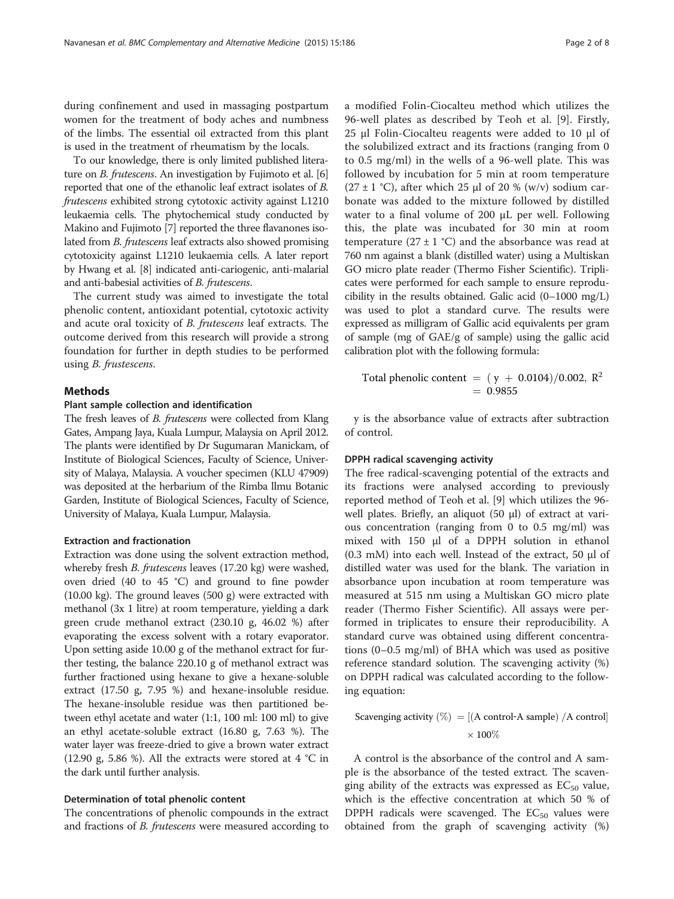during confinement and used in massaging postpartum women for the treatment of body aches and numbness of the limbs. The essential oil extracted from this plant is used in the treatment of rheumatism by the locals.

To our knowledge, there is only limited published literature on *B. frutescens*. An investigation by Fujimoto et al. [6] reported that one of the ethanolic leaf extract isolates of *B. frutescens* exhibited strong cytotoxic activity against L1210 leukaemia cells. The phytochemical study conducted by Makino and Fujimoto [7] reported the three flavanones isolated from *B. frutescens* leaf extracts also showed promising cytotoxicity against L1210 leukaemia cells. A later report by Hwang et al. [8] indicated anti-cariogenic, anti-malarial and anti-babesial activities of *B. frutescens*.

The current study was aimed to investigate the total phenolic content, antioxidant potential, cytotoxic activity and acute oral toxicity of *B. frutescens* leaf extracts. The outcome derived from this research will provide a strong foundation for further in depth studies to be performed using *B. frustescens*.

## Methods

### Plant sample collection and identification

The fresh leaves of *B. frutescens* were collected from Klang Gates, Ampang Jaya, Kuala Lumpur, Malaysia on April 2012. The plants were identified by Dr Sugumaran Manickam, of Institute of Biological Sciences, Faculty of Science, University of Malaya, Malaysia. A voucher specimen (KLU 47909) was deposited at the herbarium of the Rimba llmu Botanic Garden, Institute of Biological Sciences, Faculty of Science, University of Malaya, Kuala Lumpur, Malaysia.

### Extraction and fractionation

Extraction was done using the solvent extraction method, whereby fresh *B. frutescens* leaves (17.20 kg) were washed, oven dried (40 to 45 °C) and ground to fine powder (10.00 kg). The ground leaves (500 g) were extracted with methanol (3x 1 litre) at room temperature, yielding a dark green crude methanol extract (230.10 g, 46.02 %) after evaporating the excess solvent with a rotary evaporator. Upon setting aside 10.00 g of the methanol extract for further testing, the balance 220.10 g of methanol extract was further fractioned using hexane to give a hexane-soluble extract (17.50 g, 7.95 %) and hexane-insoluble residue. The hexane-insoluble residue was then partitioned between ethyl acetate and water (1:1, 100 ml: 100 ml) to give an ethyl acetate-soluble extract (16.80 g, 7.63 %). The water layer was freeze-dried to give a brown water extract (12.90 g, 5.86 %). All the extracts were stored at 4 °C in the dark until further analysis.

### Determination of total phenolic content

The concentrations of phenolic compounds in the extract and fractions of *B. frutescens* were measured according to a modified Folin-Ciocalteu method which utilizes the 96-well plates as described by Teoh et al. [9]. Firstly, 25 μl Folin-Ciocalteu reagents were added to 10 μl of the solubilized extract and its fractions (ranging from 0 to 0.5 mg/ml) in the wells of a 96-well plate. This was followed by incubation for 5 min at room temperature (27 ± 1 °C), after which 25 μl of 20 % (w/v) sodium carbonate was added to the mixture followed by distilled water to a final volume of 200 μL per well. Following this, the plate was incubated for 30 min at room temperature (27 ± 1 °C) and the absorbance was read at 760 nm against a blank (distilled water) using a Multiskan GO micro plate reader (Thermo Fisher Scientific). Triplicates were performed for each sample to ensure reproducibility in the results obtained. Galic acid (0–1000 mg/L) was used to plot a standard curve. The results were expressed as milligram of Gallic acid equivalents per gram of sample (mg of GAE/g of sample) using the gallic acid calibration plot with the following formula:

$$\text{Total phenolic content} = (y + 0.0104)/0.002,\ R^2 = 0.9855$$

y is the absorbance value of extracts after subtraction of control.

### DPPH radical scavenging activity

The free radical-scavenging potential of the extracts and its fractions were analysed according to previously reported method of Teoh et al. [9] which utilizes the 96-well plates. Briefly, an aliquot (50 μl) of extract at various concentration (ranging from 0 to 0.5 mg/ml) was mixed with 150 μl of a DPPH solution in ethanol (0.3 mM) into each well. Instead of the extract, 50 μl of distilled water was used for the blank. The variation in absorbance upon incubation at room temperature was measured at 515 nm using a Multiskan GO micro plate reader (Thermo Fisher Scientific). All assays were performed in triplicates to ensure their reproducibility. A standard curve was obtained using different concentrations (0–0.5 mg/ml) of BHA which was used as positive reference standard solution. The scavenging activity (%) on DPPH radical was calculated according to the following equation:

$$\text{Scavenging activity}\ (\%) = [(\text{A control-A sample})\ /\text{A control}] \times 100\%$$

A control is the absorbance of the control and A sample is the absorbance of the tested extract. The scavenging ability of the extracts was expressed as $EC_{50}$ value, which is the effective concentration at which 50 % of DPPH radicals were scavenged. The $EC_{50}$ values were obtained from the graph of scavenging activity (%)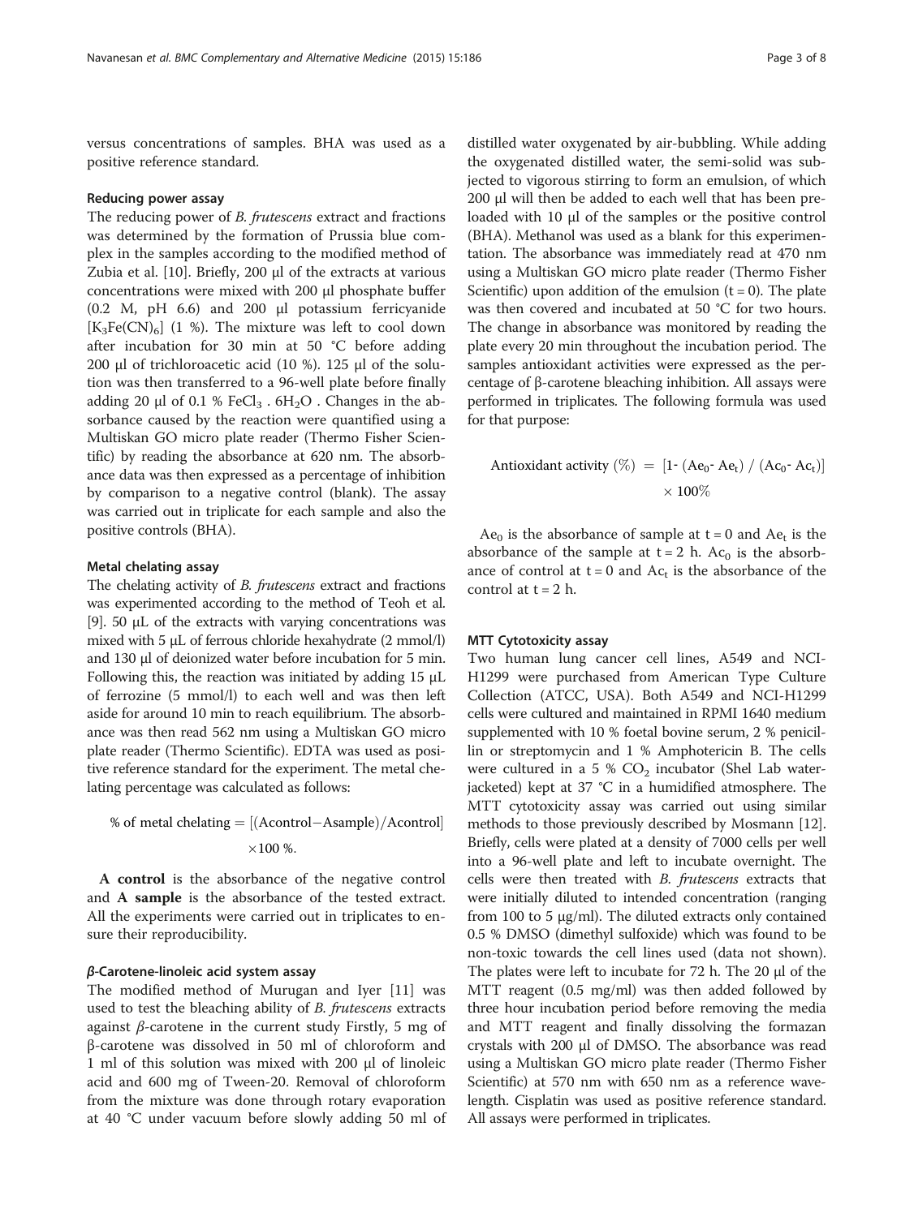versus concentrations of samples. BHA was used as a positive reference standard.

### Reducing power assay

The reducing power of *B. frutescens* extract and fractions was determined by the formation of Prussia blue complex in the samples according to the modified method of Zubia et al. [10]. Briefly, 200 μl of the extracts at various concentrations were mixed with 200 μl phosphate buffer (0.2 M, pH 6.6) and 200 μl potassium ferricyanide $[K_3Fe(CN)_6]$ (1 %). The mixture was left to cool down after incubation for 30 min at 50 °C before adding 200 μl of trichloroacetic acid (10 %). 125 μl of the solution was then transferred to a 96-well plate before finally adding 20 μl of 0.1 % $FeCl_3 . 6H_2O$ . Changes in the absorbance caused by the reaction were quantified using a Multiskan GO micro plate reader (Thermo Fisher Scientific) by reading the absorbance at 620 nm. The absorbance data was then expressed as a percentage of inhibition by comparison to a negative control (blank). The assay was carried out in triplicate for each sample and also the positive controls (BHA).

### Metal chelating assay

The chelating activity of *B. frutescens* extract and fractions was experimented according to the method of Teoh et al. [9]. 50 μL of the extracts with varying concentrations was mixed with 5 μL of ferrous chloride hexahydrate (2 mmol/l) and 130 μl of deionized water before incubation for 5 min. Following this, the reaction was initiated by adding 15 μL of ferrozine (5 mmol/l) to each well and was then left aside for around 10 min to reach equilibrium. The absorbance was then read 562 nm using a Multiskan GO micro plate reader (Thermo Scientific). EDTA was used as positive reference standard for the experiment. The metal chelating percentage was calculated as follows:

$$\% \text{ of metal chelating} = [(\text{Acontrol}-\text{Asample})/\text{Acontrol}] \times 100\ \%.$$

**A control** is the absorbance of the negative control and **A sample** is the absorbance of the tested extract. All the experiments were carried out in triplicates to ensure their reproducibility.

### *β*-Carotene-linoleic acid system assay

The modified method of Murugan and Iyer [11] was used to test the bleaching ability of *B. frutescens* extracts against *β*-carotene in the current study Firstly, 5 mg of β-carotene was dissolved in 50 ml of chloroform and 1 ml of this solution was mixed with 200 μl of linoleic acid and 600 mg of Tween-20. Removal of chloroform from the mixture was done through rotary evaporation at 40 °C under vacuum before slowly adding 50 ml of distilled water oxygenated by air-bubbling. While adding the oxygenated distilled water, the semi-solid was subjected to vigorous stirring to form an emulsion, of which 200 μl will then be added to each well that has been preloaded with 10 μl of the samples or the positive control (BHA). Methanol was used as a blank for this experimentation. The absorbance was immediately read at 470 nm using a Multiskan GO micro plate reader (Thermo Fisher Scientific) upon addition of the emulsion (t = 0). The plate was then covered and incubated at 50 °C for two hours. The change in absorbance was monitored by reading the plate every 20 min throughout the incubation period. The samples antioxidant activities were expressed as the percentage of β-carotene bleaching inhibition. All assays were performed in triplicates. The following formula was used for that purpose:

$$\text{Antioxidant activity } (\%) = [1- (Ae_0 - Ae_t) / (Ac_0 - Ac_t)] \times 100\%$$

$Ae_0$ is the absorbance of sample at t = 0 and $Ae_t$ is the absorbance of the sample at t = 2 h. $Ac_0$ is the absorbance of control at t = 0 and $Ac_t$ is the absorbance of the control at t = 2 h.

### MTT Cytotoxicity assay

Two human lung cancer cell lines, A549 and NCI-H1299 were purchased from American Type Culture Collection (ATCC, USA). Both A549 and NCI-H1299 cells were cultured and maintained in RPMI 1640 medium supplemented with 10 % foetal bovine serum, 2 % penicillin or streptomycin and 1 % Amphotericin B. The cells were cultured in a 5 % $CO_2$ incubator (Shel Lab water-jacketed) kept at 37 °C in a humidified atmosphere. The MTT cytotoxicity assay was carried out using similar methods to those previously described by Mosmann [12]. Briefly, cells were plated at a density of 7000 cells per well into a 96-well plate and left to incubate overnight. The cells were then treated with *B. frutescens* extracts that were initially diluted to intended concentration (ranging from 100 to 5 μg/ml). The diluted extracts only contained 0.5 % DMSO (dimethyl sulfoxide) which was found to be non-toxic towards the cell lines used (data not shown). The plates were left to incubate for 72 h. The 20 μl of the MTT reagent (0.5 mg/ml) was then added followed by three hour incubation period before removing the media and MTT reagent and finally dissolving the formazan crystals with 200 μl of DMSO. The absorbance was read using a Multiskan GO micro plate reader (Thermo Fisher Scientific) at 570 nm with 650 nm as a reference wavelength. Cisplatin was used as positive reference standard. All assays were performed in triplicates.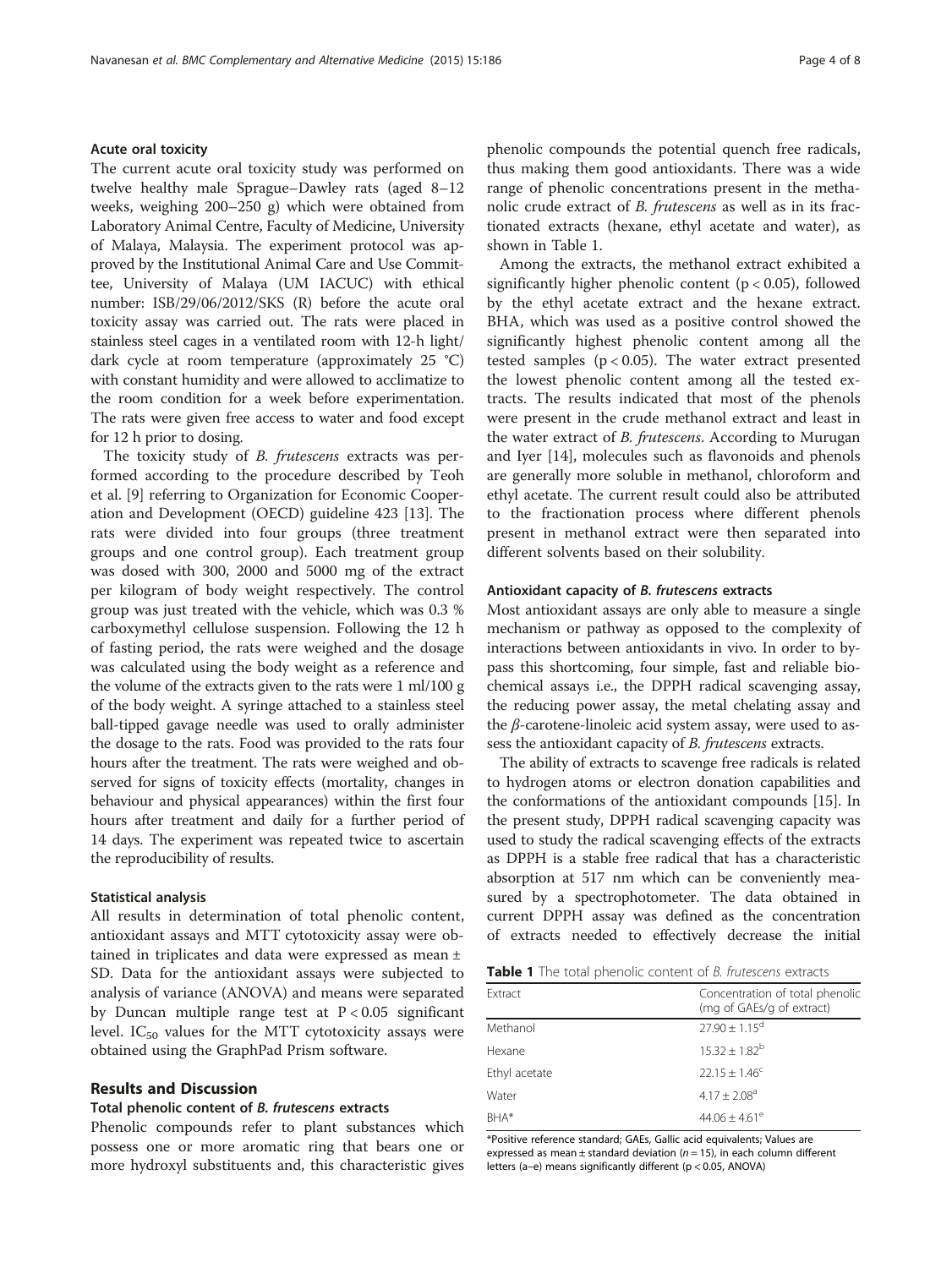### Acute oral toxicity

The current acute oral toxicity study was performed on twelve healthy male Sprague–Dawley rats (aged 8–12 weeks, weighing 200–250 g) which were obtained from Laboratory Animal Centre, Faculty of Medicine, University of Malaya, Malaysia. The experiment protocol was approved by the Institutional Animal Care and Use Committee, University of Malaya (UM IACUC) with ethical number: ISB/29/06/2012/SKS (R) before the acute oral toxicity assay was carried out. The rats were placed in stainless steel cages in a ventilated room with 12-h light/dark cycle at room temperature (approximately 25 °C) with constant humidity and were allowed to acclimatize to the room condition for a week before experimentation. The rats were given free access to water and food except for 12 h prior to dosing.

The toxicity study of *B. frutescens* extracts was performed according to the procedure described by Teoh et al. [9] referring to Organization for Economic Cooperation and Development (OECD) guideline 423 [13]. The rats were divided into four groups (three treatment groups and one control group). Each treatment group was dosed with 300, 2000 and 5000 mg of the extract per kilogram of body weight respectively. The control group was just treated with the vehicle, which was 0.3 % carboxymethyl cellulose suspension. Following the 12 h of fasting period, the rats were weighed and the dosage was calculated using the body weight as a reference and the volume of the extracts given to the rats were 1 ml/100 g of the body weight. A syringe attached to a stainless steel ball-tipped gavage needle was used to orally administer the dosage to the rats. Food was provided to the rats four hours after the treatment. The rats were weighed and observed for signs of toxicity effects (mortality, changes in behaviour and physical appearances) within the first four hours after treatment and daily for a further period of 14 days. The experiment was repeated twice to ascertain the reproducibility of results.

### Statistical analysis

All results in determination of total phenolic content, antioxidant assays and MTT cytotoxicity assay were obtained in triplicates and data were expressed as mean ± SD. Data for the antioxidant assays were subjected to analysis of variance (ANOVA) and means were separated by Duncan multiple range test at $P < 0.05$ significant level. $IC_{50}$ values for the MTT cytotoxicity assays were obtained using the GraphPad Prism software.

## Results and Discussion

### Total phenolic content of *B. frutescens* extracts

Phenolic compounds refer to plant substances which possess one or more aromatic ring that bears one or more hydroxyl substituents and, this characteristic gives phenolic compounds the potential quench free radicals, thus making them good antioxidants. There was a wide range of phenolic concentrations present in the methanolic crude extract of *B. frutescens* as well as in its fractionated extracts (hexane, ethyl acetate and water), as shown in Table 1.

Among the extracts, the methanol extract exhibited a significantly higher phenolic content ($p < 0.05$), followed by the ethyl acetate extract and the hexane extract. BHA, which was used as a positive control showed the significantly highest phenolic content among all the tested samples ($p < 0.05$). The water extract presented the lowest phenolic content among all the tested extracts. The results indicated that most of the phenols were present in the crude methanol extract and least in the water extract of *B. frutescens*. According to Murugan and Iyer [14], molecules such as flavonoids and phenols are generally more soluble in methanol, chloroform and ethyl acetate. The current result could also be attributed to the fractionation process where different phenols present in methanol extract were then separated into different solvents based on their solubility.

### Antioxidant capacity of *B. frutescens* extracts

Most antioxidant assays are only able to measure a single mechanism or pathway as opposed to the complexity of interactions between antioxidants in vivo. In order to bypass this shortcoming, four simple, fast and reliable biochemical assays i.e., the DPPH radical scavenging assay, the reducing power assay, the metal chelating assay and the $\beta$-carotene-linoleic acid system assay, were used to assess the antioxidant capacity of *B. frutescens* extracts.

The ability of extracts to scavenge free radicals is related to hydrogen atoms or electron donation capabilities and the conformations of the antioxidant compounds [15]. In the present study, DPPH radical scavenging capacity was used to study the radical scavenging effects of the extracts as DPPH is a stable free radical that has a characteristic absorption at 517 nm which can be conveniently measured by a spectrophotometer. The data obtained in current DPPH assay was defined as the concentration of extracts needed to effectively decrease the initial

**Table 1** The total phenolic content of *B. frutescens* extracts

| Extract | Concentration of total phenolic (mg of GAEs/g of extract) |
|---|---|
| Methanol | $27.90 \pm 1.15^{d}$ |
| Hexane | $15.32 \pm 1.82^{b}$ |
| Ethyl acetate | $22.15 \pm 1.46^{c}$ |
| Water | $4.17 \pm 2.08^{a}$ |
| BHA* | $44.06 \pm 4.61^{e}$ |

*Positive reference standard; GAEs, Gallic acid equivalents; Values are expressed as mean ± standard deviation ($n = 15$), in each column different letters (a–e) means significantly different ($p < 0.05$, ANOVA)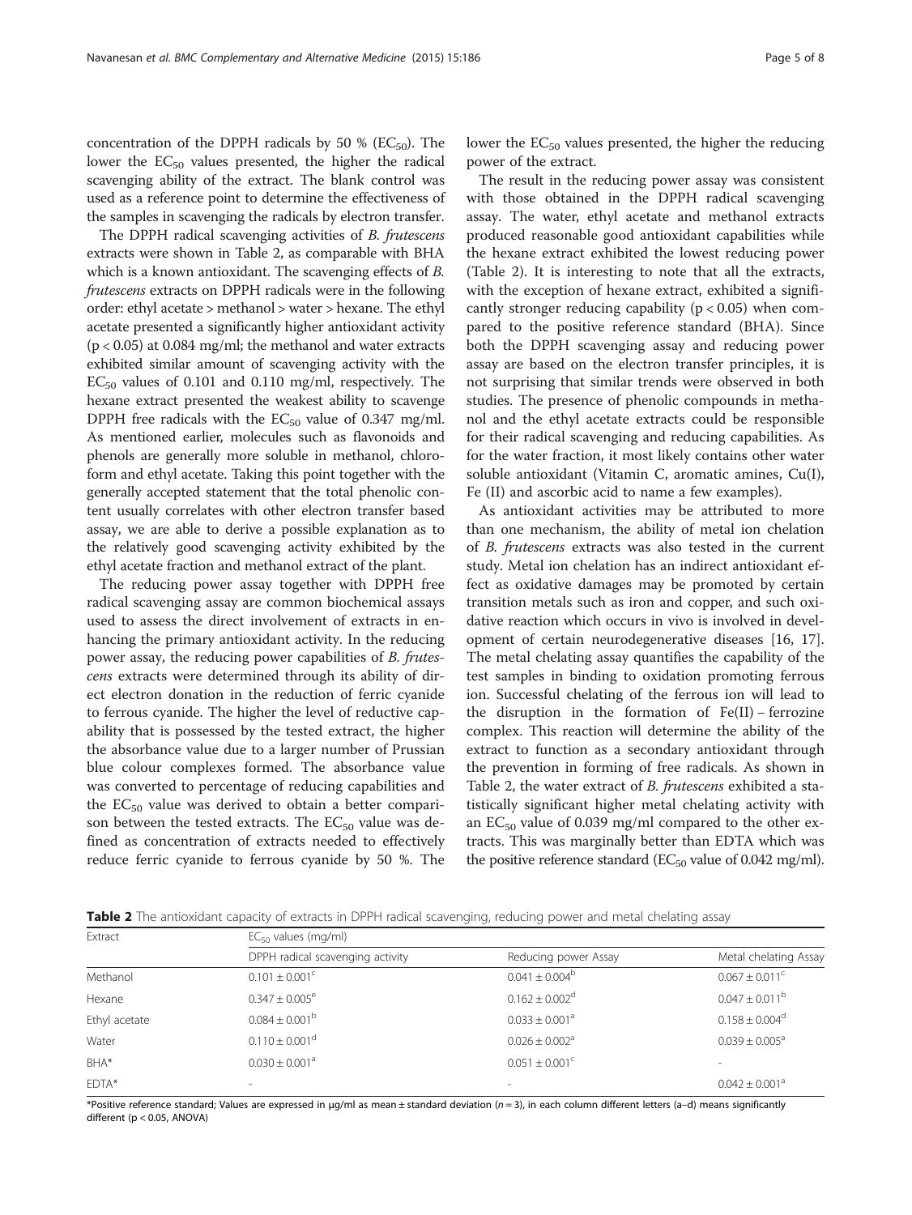concentration of the DPPH radicals by 50 % ($EC_{50}$). The lower the $EC_{50}$ values presented, the higher the radical scavenging ability of the extract. The blank control was used as a reference point to determine the effectiveness of the samples in scavenging the radicals by electron transfer.

The DPPH radical scavenging activities of *B. frutescens* extracts were shown in Table 2, as comparable with BHA which is a known antioxidant. The scavenging effects of *B. frutescens* extracts on DPPH radicals were in the following order: ethyl acetate > methanol > water > hexane. The ethyl acetate presented a significantly higher antioxidant activity ($p < 0.05$) at 0.084 mg/ml; the methanol and water extracts exhibited similar amount of scavenging activity with the $EC_{50}$ values of 0.101 and 0.110 mg/ml, respectively. The hexane extract presented the weakest ability to scavenge DPPH free radicals with the $EC_{50}$ value of 0.347 mg/ml. As mentioned earlier, molecules such as flavonoids and phenols are generally more soluble in methanol, chloroform and ethyl acetate. Taking this point together with the generally accepted statement that the total phenolic content usually correlates with other electron transfer based assay, we are able to derive a possible explanation as to the relatively good scavenging activity exhibited by the ethyl acetate fraction and methanol extract of the plant.

The reducing power assay together with DPPH free radical scavenging assay are common biochemical assays used to assess the direct involvement of extracts in enhancing the primary antioxidant activity. In the reducing power assay, the reducing power capabilities of *B. frutescens* extracts were determined through its ability of direct electron donation in the reduction of ferric cyanide to ferrous cyanide. The higher the level of reductive capability that is possessed by the tested extract, the higher the absorbance value due to a larger number of Prussian blue colour complexes formed. The absorbance value was converted to percentage of reducing capabilities and the $EC_{50}$ value was derived to obtain a better comparison between the tested extracts. The $EC_{50}$ value was defined as concentration of extracts needed to effectively reduce ferric cyanide to ferrous cyanide by 50 %. The lower the $EC_{50}$ values presented, the higher the reducing power of the extract.

The result in the reducing power assay was consistent with those obtained in the DPPH radical scavenging assay. The water, ethyl acetate and methanol extracts produced reasonable good antioxidant capabilities while the hexane extract exhibited the lowest reducing power (Table 2). It is interesting to note that all the extracts, with the exception of hexane extract, exhibited a significantly stronger reducing capability ($p < 0.05$) when compared to the positive reference standard (BHA). Since both the DPPH scavenging assay and reducing power assay are based on the electron transfer principles, it is not surprising that similar trends were observed in both studies. The presence of phenolic compounds in methanol and the ethyl acetate extracts could be responsible for their radical scavenging and reducing capabilities. As for the water fraction, it most likely contains other water soluble antioxidant (Vitamin C, aromatic amines, Cu(I), Fe (II) and ascorbic acid to name a few examples).

As antioxidant activities may be attributed to more than one mechanism, the ability of metal ion chelation of *B. frutescens* extracts was also tested in the current study. Metal ion chelation has an indirect antioxidant effect as oxidative damages may be promoted by certain transition metals such as iron and copper, and such oxidative reaction which occurs in vivo is involved in development of certain neurodegenerative diseases [16, 17]. The metal chelating assay quantifies the capability of the test samples in binding to oxidation promoting ferrous ion. Successful chelating of the ferrous ion will lead to the disruption in the formation of Fe(II) – ferrozine complex. This reaction will determine the ability of the extract to function as a secondary antioxidant through the prevention in forming of free radicals. As shown in Table 2, the water extract of *B. frutescens* exhibited a statistically significant higher metal chelating activity with an $EC_{50}$ value of 0.039 mg/ml compared to the other extracts. This was marginally better than EDTA which was the positive reference standard ($EC_{50}$ value of 0.042 mg/ml).

**Table 2** The antioxidant capacity of extracts in DPPH radical scavenging, reducing power and metal chelating assay

| Extract | $EC_{50}$ values (mg/ml) | | |
|---|---|---|---|
| | DPPH radical scavenging activity | Reducing power Assay | Metal chelating Assay |
| Methanol | $0.101 \pm 0.001^{c}$ | $0.041 \pm 0.004^{b}$ | $0.067 \pm 0.011^{c}$ |
| Hexane | $0.347 \pm 0.005^{e}$ | $0.162 \pm 0.002^{d}$ | $0.047 \pm 0.011^{b}$ |
| Ethyl acetate | $0.084 \pm 0.001^{b}$ | $0.033 \pm 0.001^{a}$ | $0.158 \pm 0.004^{d}$ |
| Water | $0.110 \pm 0.001^{d}$ | $0.026 \pm 0.002^{a}$ | $0.039 \pm 0.005^{a}$ |
| BHA* | $0.030 \pm 0.001^{a}$ | $0.051 \pm 0.001^{c}$ | - |
| EDTA* | - | - | $0.042 \pm 0.001^{a}$ |

*Positive reference standard; Values are expressed in µg/ml as mean ± standard deviation ($n = 3$), in each column different letters (a–d) means significantly different ($p < 0.05$, ANOVA)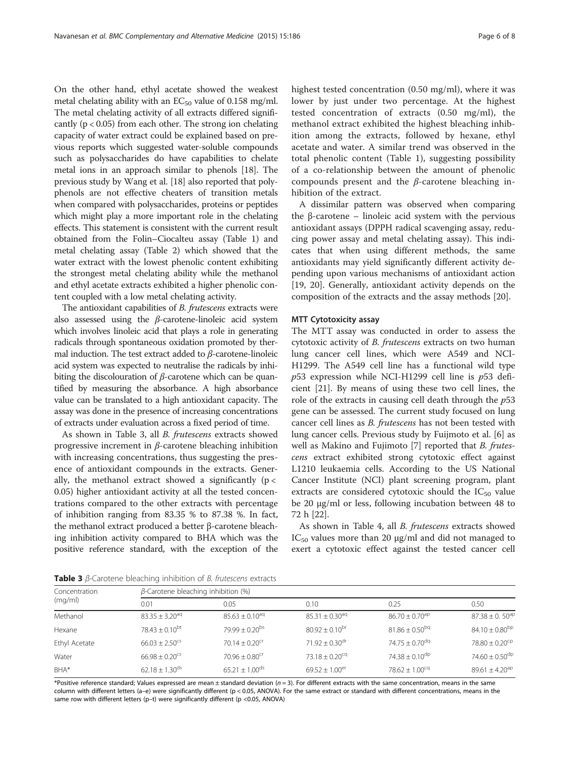On the other hand, ethyl acetate showed the weakest metal chelating ability with an $EC_{50}$ value of 0.158 mg/ml. The metal chelating activity of all extracts differed significantly ($p < 0.05$) from each other. The strong ion chelating capacity of water extract could be explained based on previous reports which suggested water-soluble compounds such as polysaccharides do have capabilities to chelate metal ions in an approach similar to phenols [18]. The previous study by Wang et al. [18] also reported that polyphenols are not effective cheaters of transition metals when compared with polysaccharides, proteins or peptides which might play a more important role in the chelating effects. This statement is consistent with the current result obtained from the Folin–Ciocalteu assay (Table 1) and metal chelating assay (Table 2) which showed that the water extract with the lowest phenolic content exhibiting the strongest metal chelating ability while the methanol and ethyl acetate extracts exhibited a higher phenolic content coupled with a low metal chelating activity.

The antioxidant capabilities of *B. frutescens* extracts were also assessed using the *β*-carotene-linoleic acid system which involves linoleic acid that plays a role in generating radicals through spontaneous oxidation promoted by thermal induction. The test extract added to *β*-carotene-linoleic acid system was expected to neutralise the radicals by inhibiting the discolouration of *β*-carotene which can be quantified by measuring the absorbance. A high absorbance value can be translated to a high antioxidant capacity. The assay was done in the presence of increasing concentrations of extracts under evaluation across a fixed period of time.

As shown in Table 3, all *B. frutescens* extracts showed progressive increment in *β*-carotene bleaching inhibition with increasing concentrations, thus suggesting the presence of antioxidant compounds in the extracts. Generally, the methanol extract showed a significantly ($p < 0.05$) higher antioxidant activity at all the tested concentrations compared to the other extracts with percentage of inhibition ranging from 83.35 % to 87.38 %. In fact, the methanol extract produced a better β-carotene bleaching inhibition activity compared to BHA which was the positive reference standard, with the exception of the highest tested concentration (0.50 mg/ml), where it was lower by just under two percentage. At the highest tested concentration of extracts (0.50 mg/ml), the methanol extract exhibited the highest bleaching inhibition among the extracts, followed by hexane, ethyl acetate and water. A similar trend was observed in the total phenolic content (Table 1), suggesting possibility of a co-relationship between the amount of phenolic compounds present and the *β*-carotene bleaching inhibition of the extract.

A dissimilar pattern was observed when comparing the β-carotene – linoleic acid system with the pervious antioxidant assays (DPPH radical scavenging assay, reducing power assay and metal chelating assay). This indicates that when using different methods, the same antioxidants may yield significantly different activity depending upon various mechanisms of antioxidant action [19, 20]. Generally, antioxidant activity depends on the composition of the extracts and the assay methods [20].

### MTT Cytotoxicity assay

The MTT assay was conducted in order to assess the cytotoxic activity of *B. frutescens* extracts on two human lung cancer cell lines, which were A549 and NCI-H1299. The A549 cell line has a functional wild type *p*53 expression while NCI-H1299 cell line is *p*53 deficient [21]. By means of using these two cell lines, the role of the extracts in causing cell death through the *p*53 gene can be assessed. The current study focused on lung cancer cell lines as *B. frutescens* has not been tested with lung cancer cells. Previous study by Fuijmoto et al. [6] as well as Makino and Fujimoto [7] reported that *B. frutescens* extract exhibited strong cytotoxic effect against L1210 leukaemia cells. According to the US National Cancer Institute (NCI) plant screening program, plant extracts are considered cytotoxic should the $IC_{50}$ value be 20 μg/ml or less, following incubation between 48 to 72 h [22].

As shown in Table 4, all *B. frutescens* extracts showed $IC_{50}$ values more than 20 μg/ml and did not managed to exert a cytotoxic effect against the tested cancer cell

**Table 3** *β*-Carotene bleaching inhibition of *B. frutescens* extracts

| Concentration (mg/ml) | *β*-Carotene bleaching inhibition (%) | | | | |
|---|---|---|---|---|---|
| | 0.01 | 0.05 | 0.10 | 0.25 | 0.50 |
| Methanol | $83.35 \pm 3.20^{aq}$ | $85.63 \pm 0.10^{aq}$ | $85.31 \pm 0.30^{aq}$ | $86.70 \pm 0.70^{ap}$ | $87.38 \pm 0.50^{ap}$ |
| Hexane | $78.43 \pm 0.10^{bt}$ | $79.99 \pm 0.20^{bs}$ | $80.92 \pm 0.10^{br}$ | $81.86 \pm 0.50^{bq}$ | $84.10 \pm 0.80^{bp}$ |
| Ethyl Acetate | $66.03 \pm 2.50^{cs}$ | $70.14 \pm 0.20^{cr}$ | $71.92 \pm 0.30^{dr}$ | $74.75 \pm 0.70^{dq}$ | $78.80 \pm 0.20^{cp}$ |
| Water | $66.98 \pm 0.20^{cs}$ | $70.96 \pm 0.80^{cr}$ | $73.18 \pm 0.20^{cq}$ | $74.38 \pm 0.10^{dp}$ | $74.60 \pm 0.50^{dp}$ |
| BHA* | $62.18 \pm 1.30^{ds}$ | $65.21 \pm 1.00^{ds}$ | $69.52 \pm 1.00^{er}$ | $78.62 \pm 1.00^{cq}$ | $89.61 \pm 4.20^{ap}$ |

*Positive reference standard; Values expressed are mean ± standard deviation ($n = 3$). For different extracts with the same concentration, means in the same column with different letters (a–e) were significantly different ($p < 0.05$, ANOVA). For the same extract or standard with different concentrations, means in the same row with different letters (p–t) were significantly different ($p < 0.05$, ANOVA)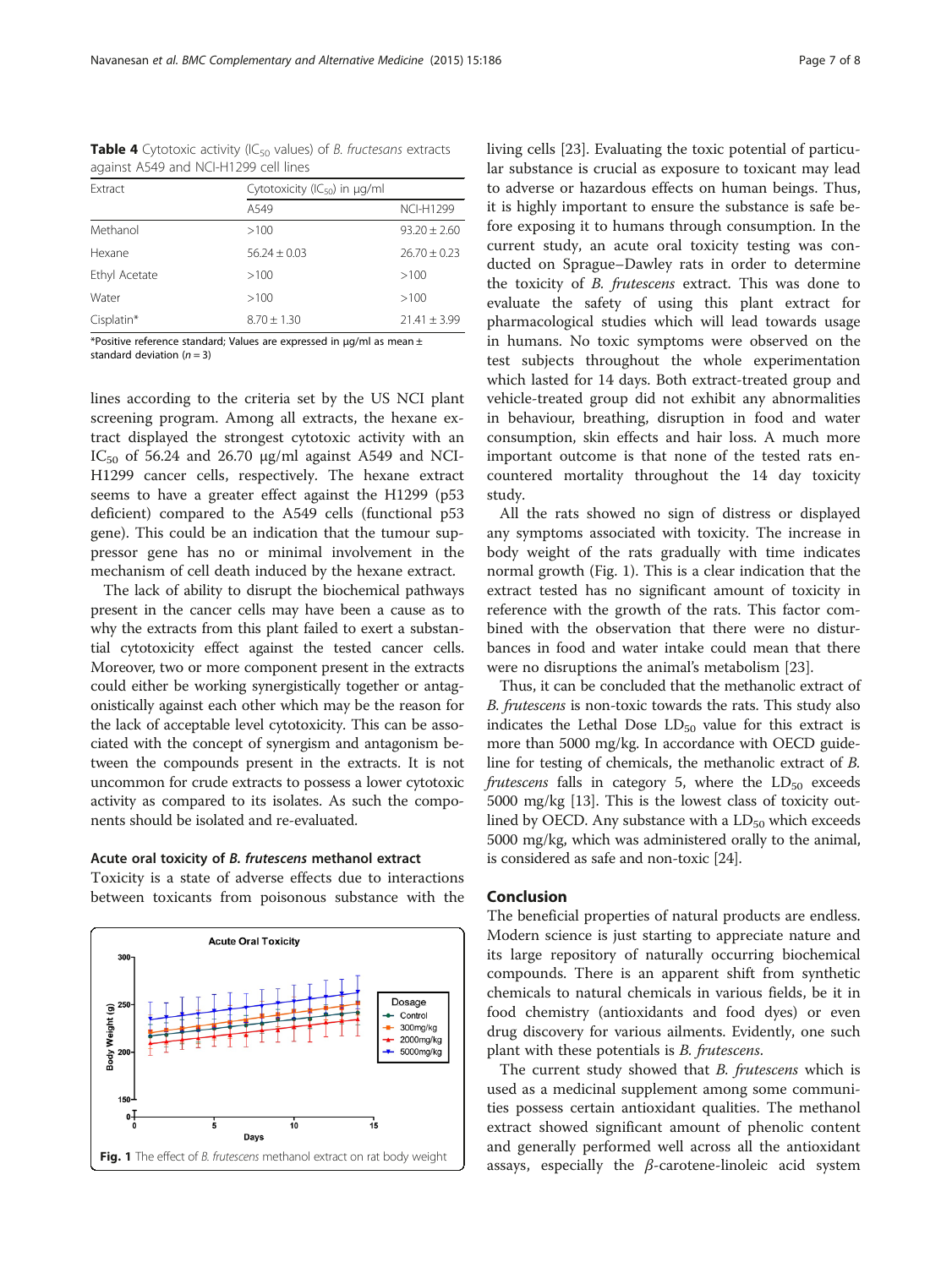**Table 4** Cytotoxic activity ($IC_{50}$ values) of *B. fructesans* extracts against A549 and NCI-H1299 cell lines

| Extract | Cytotoxicity ($IC_{50}$) in μg/ml | |
|---|---|---|
| | A549 | NCI-H1299 |
| Methanol | >100 | 93.20 ± 2.60 |
| Hexane | 56.24 ± 0.03 | 26.70 ± 0.23 |
| Ethyl Acetate | >100 | >100 |
| Water | >100 | >100 |
| Cisplatin* | 8.70 ± 1.30 | 21.41 ± 3.99 |

*Positive reference standard; Values are expressed in μg/ml as mean ± standard deviation ($n = 3$)

lines according to the criteria set by the US NCI plant screening program. Among all extracts, the hexane extract displayed the strongest cytotoxic activity with an $IC_{50}$ of 56.24 and 26.70 μg/ml against A549 and NCI-H1299 cancer cells, respectively. The hexane extract seems to have a greater effect against the H1299 (p53 deficient) compared to the A549 cells (functional p53 gene). This could be an indication that the tumour suppressor gene has no or minimal involvement in the mechanism of cell death induced by the hexane extract.

The lack of ability to disrupt the biochemical pathways present in the cancer cells may have been a cause as to why the extracts from this plant failed to exert a substantial cytotoxicity effect against the tested cancer cells. Moreover, two or more component present in the extracts could either be working synergistically together or antagonistically against each other which may be the reason for the lack of acceptable level cytotoxicity. This can be associated with the concept of synergism and antagonism between the compounds present in the extracts. It is not uncommon for crude extracts to possess a lower cytotoxic activity as compared to its isolates. As such the components should be isolated and re-evaluated.

### Acute oral toxicity of *B. frutescens* methanol extract

Toxicity is a state of adverse effects due to interactions between toxicants from poisonous substance with the living cells [23]. Evaluating the toxic potential of particular substance is crucial as exposure to toxicant may lead to adverse or hazardous effects on human beings. Thus, it is highly important to ensure the substance is safe before exposing it to humans through consumption. In the current study, an acute oral toxicity testing was conducted on Sprague–Dawley rats in order to determine the toxicity of *B. frutescens* extract. This was done to evaluate the safety of using this plant extract for pharmacological studies which will lead towards usage in humans. No toxic symptoms were observed on the test subjects throughout the whole experimentation which lasted for 14 days. Both extract-treated group and vehicle-treated group did not exhibit any abnormalities in behaviour, breathing, disruption in food and water consumption, skin effects and hair loss. A much more important outcome is that none of the tested rats encountered mortality throughout the 14 day toxicity study.

All the rats showed no sign of distress or displayed any symptoms associated with toxicity. The increase in body weight of the rats gradually with time indicates normal growth (Fig. 1). This is a clear indication that the extract tested has no significant amount of toxicity in reference with the growth of the rats. This factor combined with the observation that there were no disturbances in food and water intake could mean that there were no disruptions the animal's metabolism [23].

Thus, it can be concluded that the methanolic extract of *B. frutescens* is non-toxic towards the rats. This study also indicates the Lethal Dose $LD_{50}$ value for this extract is more than 5000 mg/kg. In accordance with OECD guideline for testing of chemicals, the methanolic extract of *B. frutescens* falls in category 5, where the $LD_{50}$ exceeds 5000 mg/kg [13]. This is the lowest class of toxicity outlined by OECD. Any substance with a $LD_{50}$ which exceeds 5000 mg/kg, which was administered orally to the animal, is considered as safe and non-toxic [24].

Acute Oral Toxicity

Body Weight (g)

300
250
200
150
0

0
5
10
15

Days

Dosage
Control
300mg/kg
2000mg/kg
5000mg/kg

**Fig. 1** The effect of *B. frutescens* methanol extract on rat body weight

## Conclusion

The beneficial properties of natural products are endless. Modern science is just starting to appreciate nature and its large repository of naturally occurring biochemical compounds. There is an apparent shift from synthetic chemicals to natural chemicals in various fields, be it in food chemistry (antioxidants and food dyes) or even drug discovery for various ailments. Evidently, one such plant with these potentials is *B. frutescens*.

The current study showed that *B. frutescens* which is used as a medicinal supplement among some communities possess certain antioxidant qualities. The methanol extract showed significant amount of phenolic content and generally performed well across all the antioxidant assays, especially the $\beta$-carotene-linoleic acid system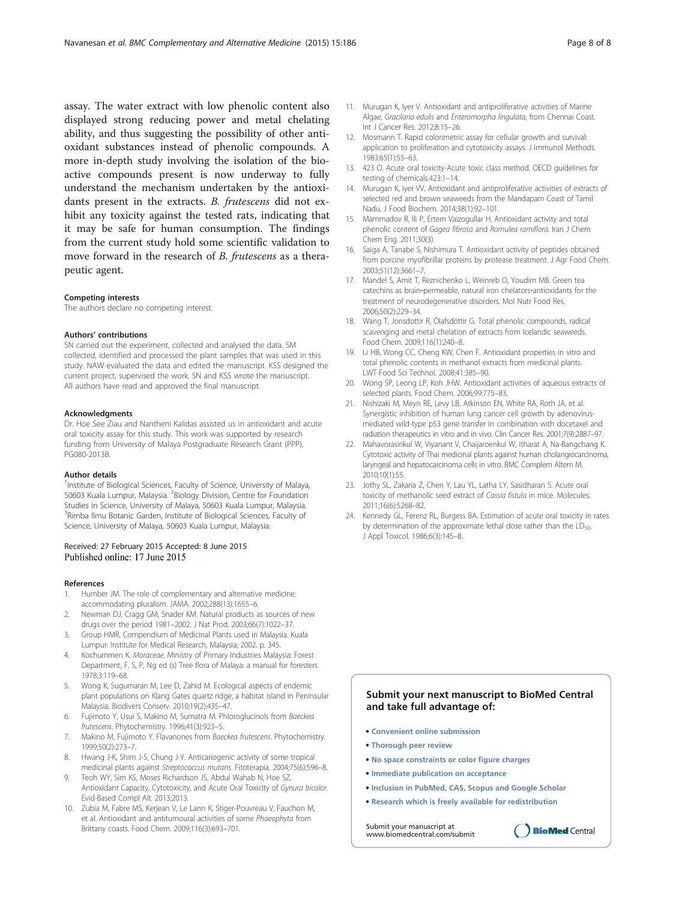assay. The water extract with low phenolic content also displayed strong reducing power and metal chelating ability, and thus suggesting the possibility of other antioxidant substances instead of phenolic compounds. A more in-depth study involving the isolation of the bioactive compounds present is now underway to fully understand the mechanism undertaken by the antioxidants present in the extracts. *B. frutescens* did not exhibit any toxicity against the tested rats, indicating that it may be safe for human consumption. The findings from the current study hold some scientific validation to move forward in the research of *B. frutescens* as a therapeutic agent.

#### Competing interests
The authors declare no competing interest.

#### Authors' contributions
SN carried out the experiment, collected and analysed the data. SM collected, identified and processed the plant samples that was used in this study. NAW evaluated the data and edited the manuscript. KSS designed the current project, supervised the work. SN and KSS wrote the manuscript. All authors have read and approved the final manuscript.

#### Acknowledgments
Dr. Hoe See Ziau and Nantheni Kalidas assisted us in antioxidant and acute oral toxicity assay for this study. This work was supported by research funding from University of Malaya Postgraduate Research Grant (PPP), PG080-2013B.

#### Author details
[1]Institute of Biological Sciences, Faculty of Science, University of Malaya, 50603 Kuala Lumpur, Malaysia. [2]Biology Division, Centre for Foundation Studies in Science, University of Malaya, 50603 Kuala Lumpur, Malaysia. [3]Rimba Ilmu Botanic Garden, Institute of Biological Sciences, Faculty of Science, University of Malaya, 50603 Kuala Lumpur, Malaysia.

Received: 27 February 2015 Accepted: 8 June 2015
Published online: 17 June 2015

#### References
1. Humber JM. The role of complementary and alternative medicine: accommodating pluralism. JAMA. 2002;288(13):1655–6.
2. Newman DJ, Cragg GM, Snader KM. Natural products as sources of new drugs over the period 1981–2002. J Nat Prod. 2003;66(7):1022–37.
3. Group HMR. Compendium of Medicinal Plants used in Malaysia. Kuala Lumpur: Institute for Medical Research, Malaysia; 2002. p. 345.
4. Kochummen K. *Moraceae*. Ministry of Primary Industries Malaysia: Forest Department, F, S, P, Ng ed (s) Tree flora of Malaya: a manual for foresters. 1978;3:119–68.
5. Wong K, Sugumaran M, Lee D, Zahid M. Ecological aspects of endemic plant populations on Klang Gates quartz ridge, a habitat island in Peninsular Malaysia. Biodivers Conserv. 2010;19(2):435–47.
6. Fujimoto Y, Usui S, Makino M, Sumatra M. Phloroglucinols from *Baeckea frutescens*. Phytochemistry. 1996;41(3):923–5.
7. Makino M, Fujimoto Y. Flavanones from *Baeckea frutescens*. Phytochemistry. 1999;50(2):273–7.
8. Hwang J-K, Shim J-S, Chung J-Y. Anticariogenic activity of some tropical medicinal plants against *Streptococcus mutans*. Fitoterapia. 2004;75(6):596–8.
9. Teoh WY, Sim KS, Moses Richardson JS, Abdul Wahab N, Hoe SZ. Antioxidant Capacity, Cytotoxicity, and Acute Oral Toxicity of *Gynura bicolor*. Evid-Based Compl Alt. 2013;2013.
10. Zubia M, Fabre MS, Kerjean V, Le Lann K, Stiger-Pouvreau V, Fauchon M, et al. Antioxidant and antitumoural activities of some *Phaeophyta* from Brittany coasts. Food Chem. 2009;116(3):693–701.
11. Murugan K, Iyer V. Antioxidant and antiproliferative activities of Marine Algae, *Gracilaria edulis* and *Enteromorpha lingulata*, from Chennai Coast. Int J Cancer Res. 2012;8:15–26.
12. Mosmann T. Rapid colorimetric assay for cellular growth and survival: application to proliferation and cytotoxicity assays. J Immunol Methods. 1983;65(1):55–63.
13. 423 O. Acute oral toxicity-Acute toxic class method. OECD guidelines for testing of chemicals.423:1–14.
14. Murugan K, Iyer VV. Antioxidant and antiproliferative activities of extracts of selected red and brown seaweeds from the Mandapam Coast of Tamil Nadu. J Food Biochem. 2014;38(1):92–101.
15. Mammadov R, Ili P, Ertem Vaizogullar H. Antioxidant activity and total phenolic content of *Gagea fibrosa* and *Romulea ramiflora*. Iran J Chem Chem Eng. 2011;30(3).
16. Saiga A, Tanabe S, Nishimura T. Antioxidant activity of peptides obtained from porcine myofibrillar proteins by protease treatment. J Agr Food Chem. 2003;51(12):3661–7.
17. Mandel S, Amit T, Reznichenko L, Weinreb O, Youdim MB. Green tea catechins as brain-permeable, natural iron chelators-antioxidants for the treatment of neurodegenerative disorders. Mol Nutr Food Res. 2006;50(2):229–34.
18. Wang T, Jonsdottir R, Ólafsdóttir G. Total phenolic compounds, radical scavenging and metal chelation of extracts from Icelandic seaweeds. Food Chem. 2009;116(1):240–8.
19. Li HB, Wong CC, Cheng KW, Chen F. Antioxidant properties in vitro and total phenolic contents in methanol extracts from medicinal plants. LWT-Food Sci Technol. 2008;41:385–90.
20. Wong SP, Leong LP, Koh JHW. Antioxidant activities of aqueous extracts of selected plants. Food Chem. 2006;99:775–83.
21. Nishizaki M, Meyn RE, Levy LB, Atkinson EN, White RA, Roth JA, et al. Synergistic inhibition of human lung cancer cell growth by adenovirus-mediated wild-type p53 gene transfer in combination with docetaxel and radiation therapeutics in vitro and in vivo. Clin Cancer Res. 2001;7(9):2887–97.
22. Mahavorasirikul W, Viyanant V, Chaijaroenkul W, Itharat A, Na-Bangchang K. Cytotoxic activity of Thai medicinal plants against human cholangiocarcinoma, laryngeal and hepatocarcinoma cells in vitro. BMC Complem Altern M. 2010;10(1):55.
23. Jothy SL, Zakaria Z, Chen Y, Lau YL, Latha LY, Sasidharan S. Acute oral toxicity of methanolic seed extract of *Cassia fistula* in mice. Molecules. 2011;16(6):5268–82.
24. Kennedy GL, Ferenz RL, Burgess BA. Estimation of acute oral toxicity in rates by determination of the approximate lethal dose rather than the $LD_{50}$. J Appl Toxicol. 1986;6(3):145–8.

**Submit your next manuscript to BioMed Central and take full advantage of:**

- Convenient online submission
- Thorough peer review
- No space constraints or color figure charges
- Immediate publication on acceptance
- Inclusion in PubMed, CAS, Scopus and Google Scholar
- Research which is freely available for redistribution

Submit your manuscript at www.biomedcentral.com/submit

BioMed Central